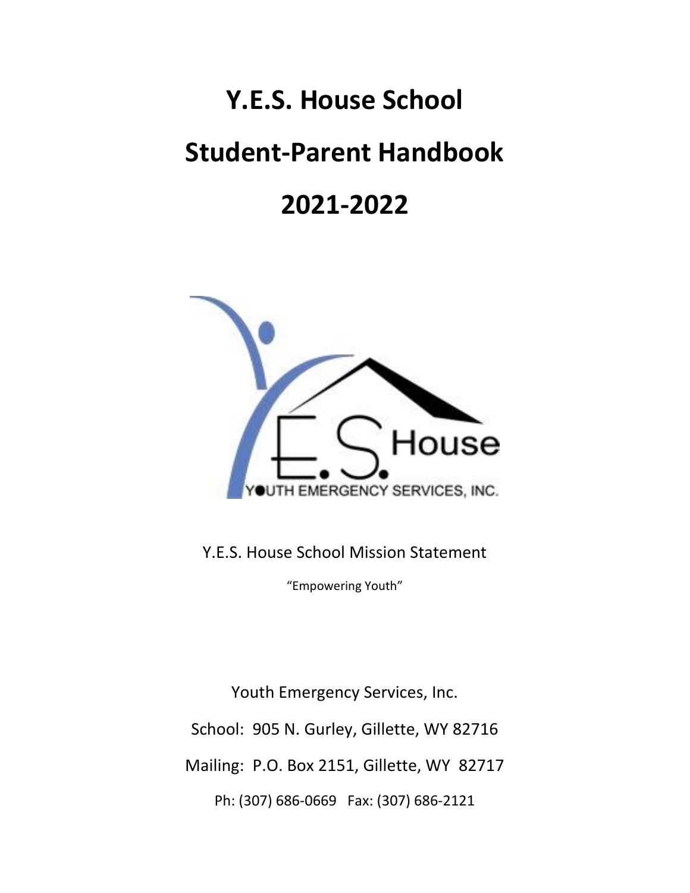# Y.E.S. House School

# Student-Parent Handbook

# 2021-2022

Y.E.S. House School Mission Statement

"Empowering Youth"

Youth Emergency Services, Inc.

School: 905 N. Gurley, Gillette, WY 82716

Mailing: P.O. Box 2151, Gillette, WY 82717

Ph: (307) 686-0669 Fax: (307) 686-2121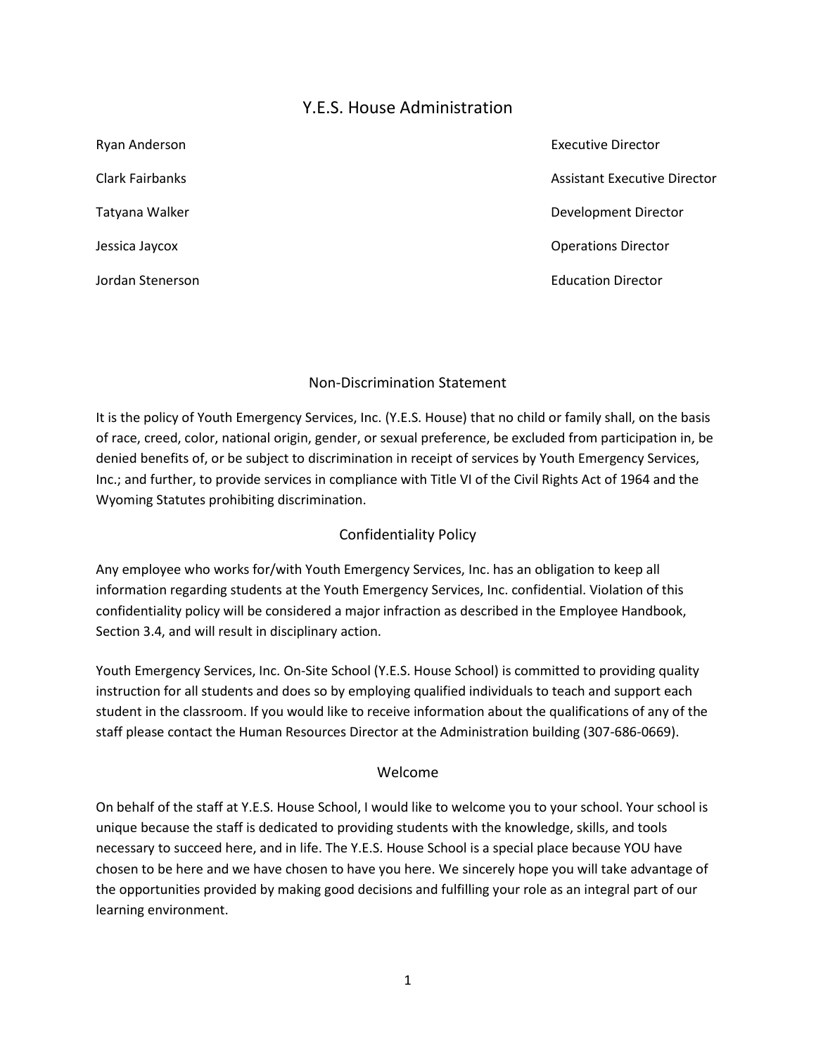# Y.E.S. House Administration

| | |
|---|---|
| Ryan Anderson | Executive Director |
| Clark Fairbanks | Assistant Executive Director |
| Tatyana Walker | Development Director |
| Jessica Jaycox | Operations Director |
| Jordan Stenerson | Education Director |

## Non-Discrimination Statement

It is the policy of Youth Emergency Services, Inc. (Y.E.S. House) that no child or family shall, on the basis of race, creed, color, national origin, gender, or sexual preference, be excluded from participation in, be denied benefits of, or be subject to discrimination in receipt of services by Youth Emergency Services, Inc.; and further, to provide services in compliance with Title VI of the Civil Rights Act of 1964 and the Wyoming Statutes prohibiting discrimination.

## Confidentiality Policy

Any employee who works for/with Youth Emergency Services, Inc. has an obligation to keep all information regarding students at the Youth Emergency Services, Inc. confidential. Violation of this confidentiality policy will be considered a major infraction as described in the Employee Handbook, Section 3.4, and will result in disciplinary action.

Youth Emergency Services, Inc. On-Site School (Y.E.S. House School) is committed to providing quality instruction for all students and does so by employing qualified individuals to teach and support each student in the classroom. If you would like to receive information about the qualifications of any of the staff please contact the Human Resources Director at the Administration building (307-686-0669).

## Welcome

On behalf of the staff at Y.E.S. House School, I would like to welcome you to your school. Your school is unique because the staff is dedicated to providing students with the knowledge, skills, and tools necessary to succeed here, and in life. The Y.E.S. House School is a special place because YOU have chosen to be here and we have chosen to have you here. We sincerely hope you will take advantage of the opportunities provided by making good decisions and fulfilling your role as an integral part of our learning environment.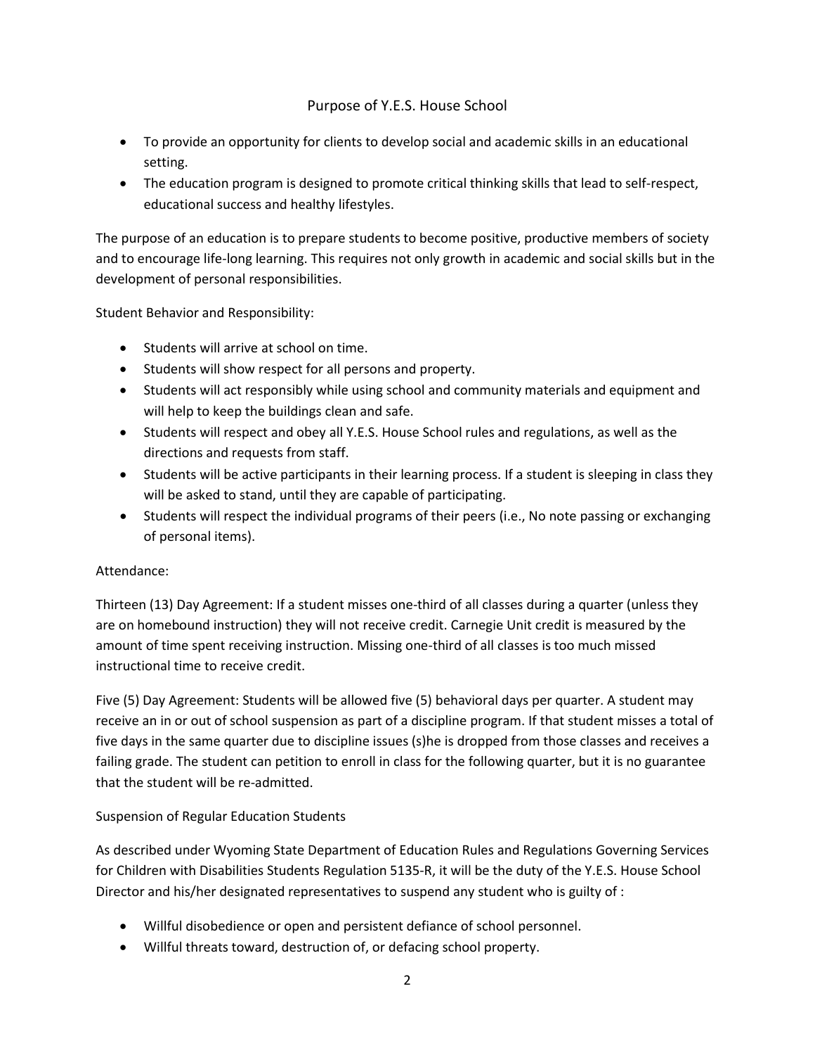## Purpose of Y.E.S. House School

- To provide an opportunity for clients to develop social and academic skills in an educational setting.
- The education program is designed to promote critical thinking skills that lead to self-respect, educational success and healthy lifestyles.

The purpose of an education is to prepare students to become positive, productive members of society and to encourage life-long learning. This requires not only growth in academic and social skills but in the development of personal responsibilities.

Student Behavior and Responsibility:

- Students will arrive at school on time.
- Students will show respect for all persons and property.
- Students will act responsibly while using school and community materials and equipment and will help to keep the buildings clean and safe.
- Students will respect and obey all Y.E.S. House School rules and regulations, as well as the directions and requests from staff.
- Students will be active participants in their learning process. If a student is sleeping in class they will be asked to stand, until they are capable of participating.
- Students will respect the individual programs of their peers (i.e., No note passing or exchanging of personal items).

Attendance:

Thirteen (13) Day Agreement: If a student misses one-third of all classes during a quarter (unless they are on homebound instruction) they will not receive credit. Carnegie Unit credit is measured by the amount of time spent receiving instruction. Missing one-third of all classes is too much missed instructional time to receive credit.

Five (5) Day Agreement: Students will be allowed five (5) behavioral days per quarter. A student may receive an in or out of school suspension as part of a discipline program. If that student misses a total of five days in the same quarter due to discipline issues (s)he is dropped from those classes and receives a failing grade. The student can petition to enroll in class for the following quarter, but it is no guarantee that the student will be re-admitted.

Suspension of Regular Education Students

As described under Wyoming State Department of Education Rules and Regulations Governing Services for Children with Disabilities Students Regulation 5135-R, it will be the duty of the Y.E.S. House School Director and his/her designated representatives to suspend any student who is guilty of :

- Willful disobedience or open and persistent defiance of school personnel.
- Willful threats toward, destruction of, or defacing school property.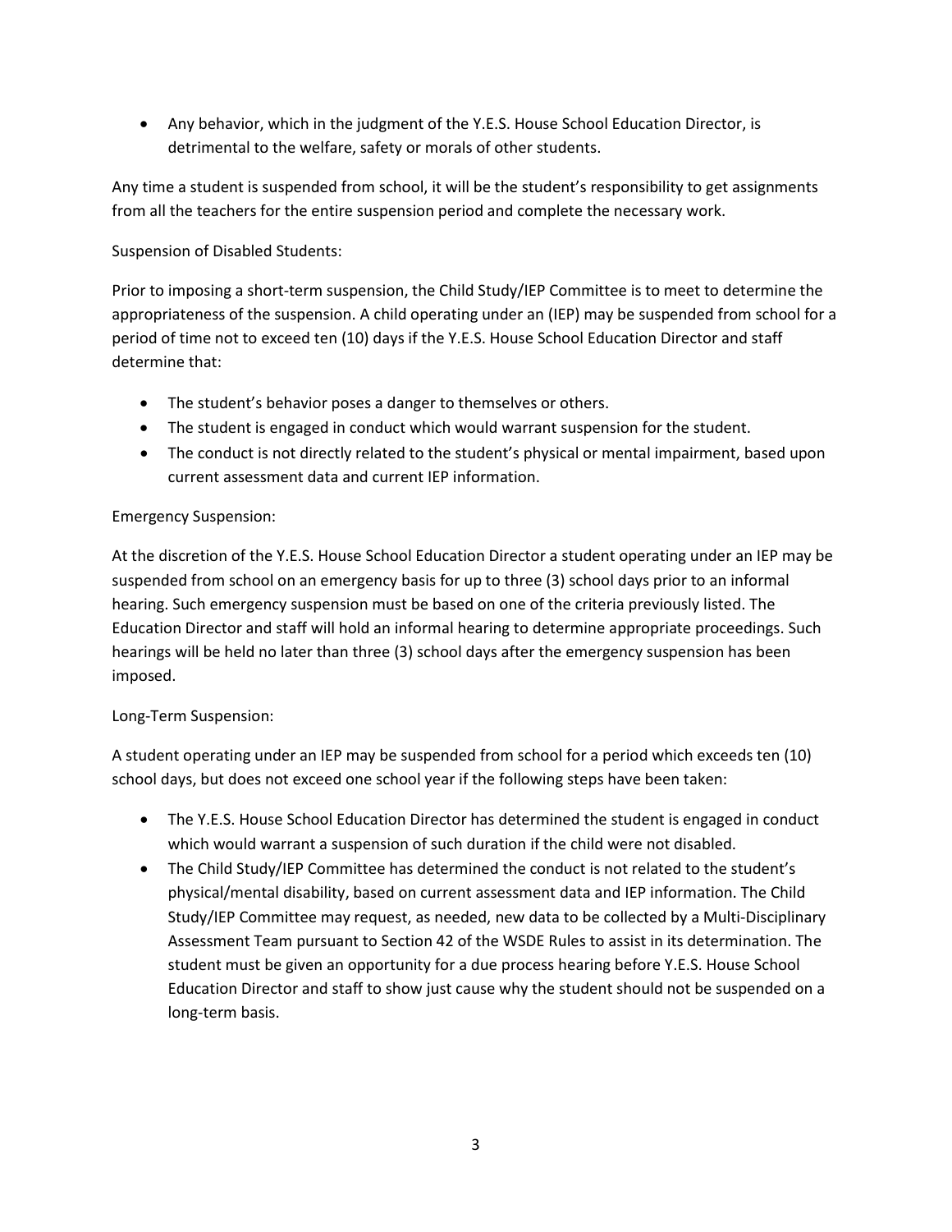- Any behavior, which in the judgment of the Y.E.S. House School Education Director, is detrimental to the welfare, safety or morals of other students.

Any time a student is suspended from school, it will be the student's responsibility to get assignments from all the teachers for the entire suspension period and complete the necessary work.

Suspension of Disabled Students:

Prior to imposing a short-term suspension, the Child Study/IEP Committee is to meet to determine the appropriateness of the suspension. A child operating under an (IEP) may be suspended from school for a period of time not to exceed ten (10) days if the Y.E.S. House School Education Director and staff determine that:

- The student's behavior poses a danger to themselves or others.
- The student is engaged in conduct which would warrant suspension for the student.
- The conduct is not directly related to the student's physical or mental impairment, based upon current assessment data and current IEP information.

Emergency Suspension:

At the discretion of the Y.E.S. House School Education Director a student operating under an IEP may be suspended from school on an emergency basis for up to three (3) school days prior to an informal hearing. Such emergency suspension must be based on one of the criteria previously listed. The Education Director and staff will hold an informal hearing to determine appropriate proceedings. Such hearings will be held no later than three (3) school days after the emergency suspension has been imposed.

Long-Term Suspension:

A student operating under an IEP may be suspended from school for a period which exceeds ten (10) school days, but does not exceed one school year if the following steps have been taken:

- The Y.E.S. House School Education Director has determined the student is engaged in conduct which would warrant a suspension of such duration if the child were not disabled.
- The Child Study/IEP Committee has determined the conduct is not related to the student's physical/mental disability, based on current assessment data and IEP information. The Child Study/IEP Committee may request, as needed, new data to be collected by a Multi-Disciplinary Assessment Team pursuant to Section 42 of the WSDE Rules to assist in its determination. The student must be given an opportunity for a due process hearing before Y.E.S. House School Education Director and staff to show just cause why the student should not be suspended on a long-term basis.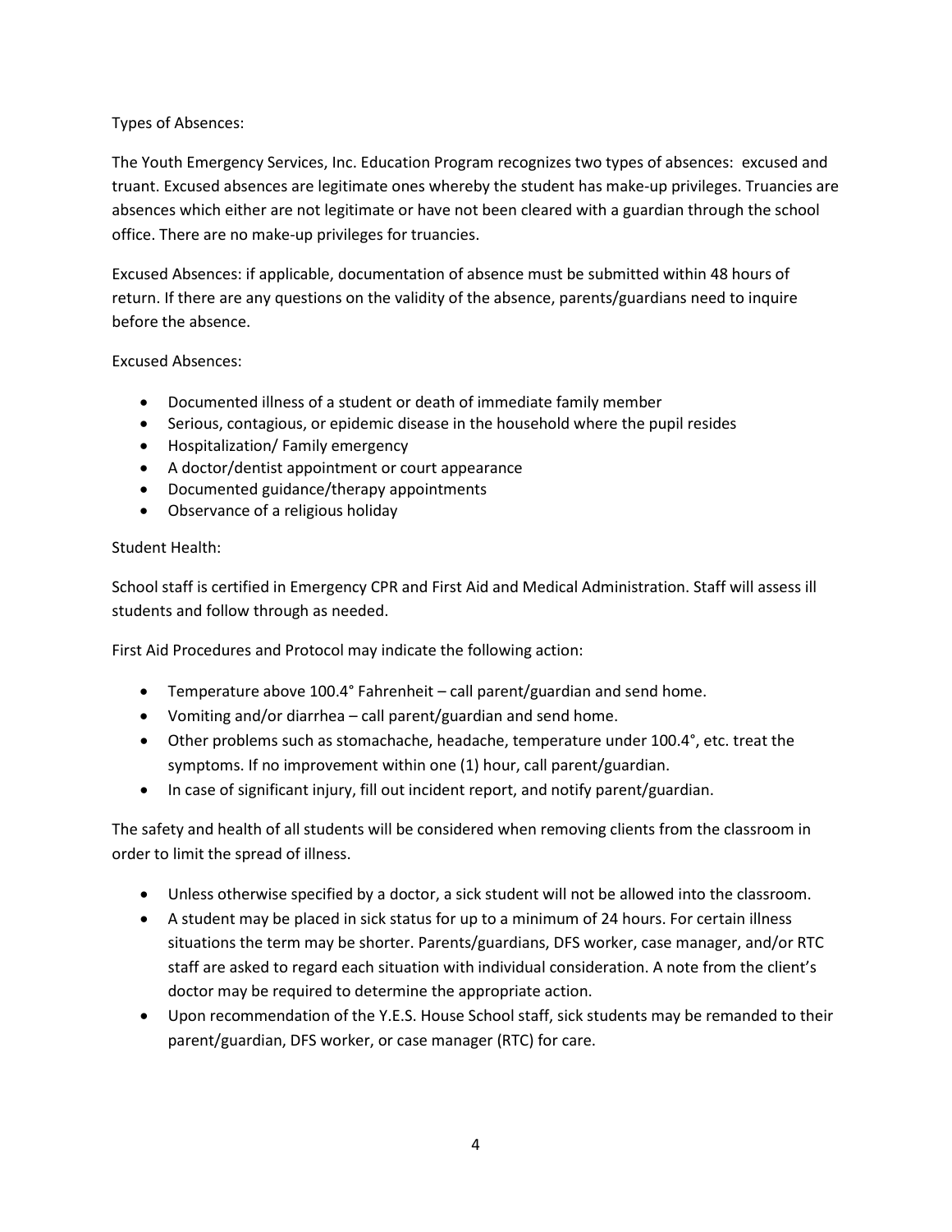Types of Absences:

The Youth Emergency Services, Inc. Education Program recognizes two types of absences: excused and truant. Excused absences are legitimate ones whereby the student has make-up privileges. Truancies are absences which either are not legitimate or have not been cleared with a guardian through the school office. There are no make-up privileges for truancies.

Excused Absences: if applicable, documentation of absence must be submitted within 48 hours of return. If there are any questions on the validity of the absence, parents/guardians need to inquire before the absence.

Excused Absences:

- Documented illness of a student or death of immediate family member
- Serious, contagious, or epidemic disease in the household where the pupil resides
- Hospitalization/ Family emergency
- A doctor/dentist appointment or court appearance
- Documented guidance/therapy appointments
- Observance of a religious holiday

Student Health:

School staff is certified in Emergency CPR and First Aid and Medical Administration. Staff will assess ill students and follow through as needed.

First Aid Procedures and Protocol may indicate the following action:

- Temperature above 100.4° Fahrenheit – call parent/guardian and send home.
- Vomiting and/or diarrhea – call parent/guardian and send home.
- Other problems such as stomachache, headache, temperature under 100.4°, etc. treat the symptoms. If no improvement within one (1) hour, call parent/guardian.
- In case of significant injury, fill out incident report, and notify parent/guardian.

The safety and health of all students will be considered when removing clients from the classroom in order to limit the spread of illness.

- Unless otherwise specified by a doctor, a sick student will not be allowed into the classroom.
- A student may be placed in sick status for up to a minimum of 24 hours. For certain illness situations the term may be shorter. Parents/guardians, DFS worker, case manager, and/or RTC staff are asked to regard each situation with individual consideration. A note from the client's doctor may be required to determine the appropriate action.
- Upon recommendation of the Y.E.S. House School staff, sick students may be remanded to their parent/guardian, DFS worker, or case manager (RTC) for care.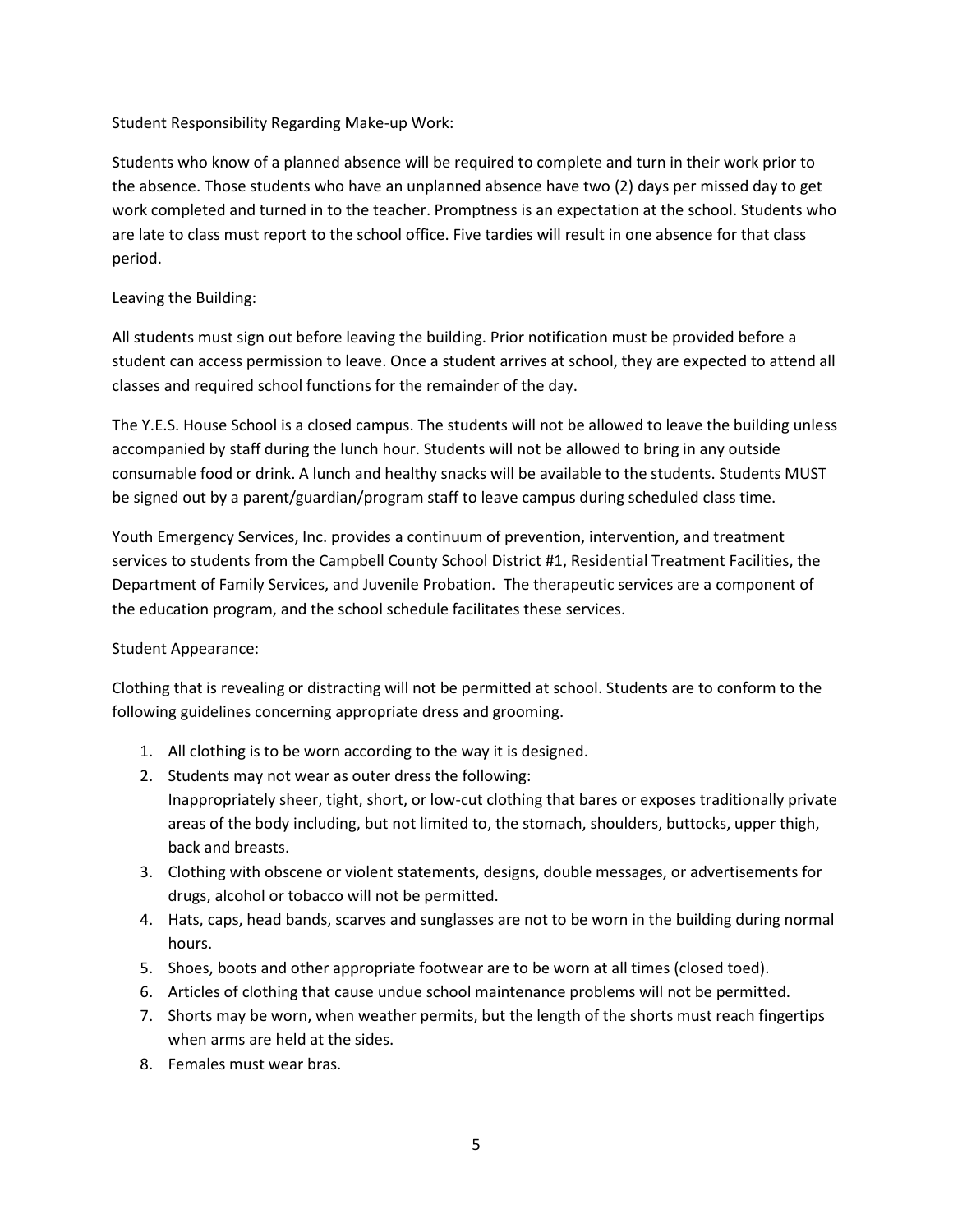Student Responsibility Regarding Make-up Work:

Students who know of a planned absence will be required to complete and turn in their work prior to the absence. Those students who have an unplanned absence have two (2) days per missed day to get work completed and turned in to the teacher. Promptness is an expectation at the school. Students who are late to class must report to the school office. Five tardies will result in one absence for that class period.

Leaving the Building:

All students must sign out before leaving the building. Prior notification must be provided before a student can access permission to leave. Once a student arrives at school, they are expected to attend all classes and required school functions for the remainder of the day.

The Y.E.S. House School is a closed campus. The students will not be allowed to leave the building unless accompanied by staff during the lunch hour. Students will not be allowed to bring in any outside consumable food or drink. A lunch and healthy snacks will be available to the students. Students MUST be signed out by a parent/guardian/program staff to leave campus during scheduled class time.

Youth Emergency Services, Inc. provides a continuum of prevention, intervention, and treatment services to students from the Campbell County School District #1, Residential Treatment Facilities, the Department of Family Services, and Juvenile Probation. The therapeutic services are a component of the education program, and the school schedule facilitates these services.

Student Appearance:

Clothing that is revealing or distracting will not be permitted at school. Students are to conform to the following guidelines concerning appropriate dress and grooming.

1. All clothing is to be worn according to the way it is designed.
2. Students may not wear as outer dress the following:
   Inappropriately sheer, tight, short, or low-cut clothing that bares or exposes traditionally private areas of the body including, but not limited to, the stomach, shoulders, buttocks, upper thigh, back and breasts.
3. Clothing with obscene or violent statements, designs, double messages, or advertisements for drugs, alcohol or tobacco will not be permitted.
4. Hats, caps, head bands, scarves and sunglasses are not to be worn in the building during normal hours.
5. Shoes, boots and other appropriate footwear are to be worn at all times (closed toed).
6. Articles of clothing that cause undue school maintenance problems will not be permitted.
7. Shorts may be worn, when weather permits, but the length of the shorts must reach fingertips when arms are held at the sides.
8. Females must wear bras.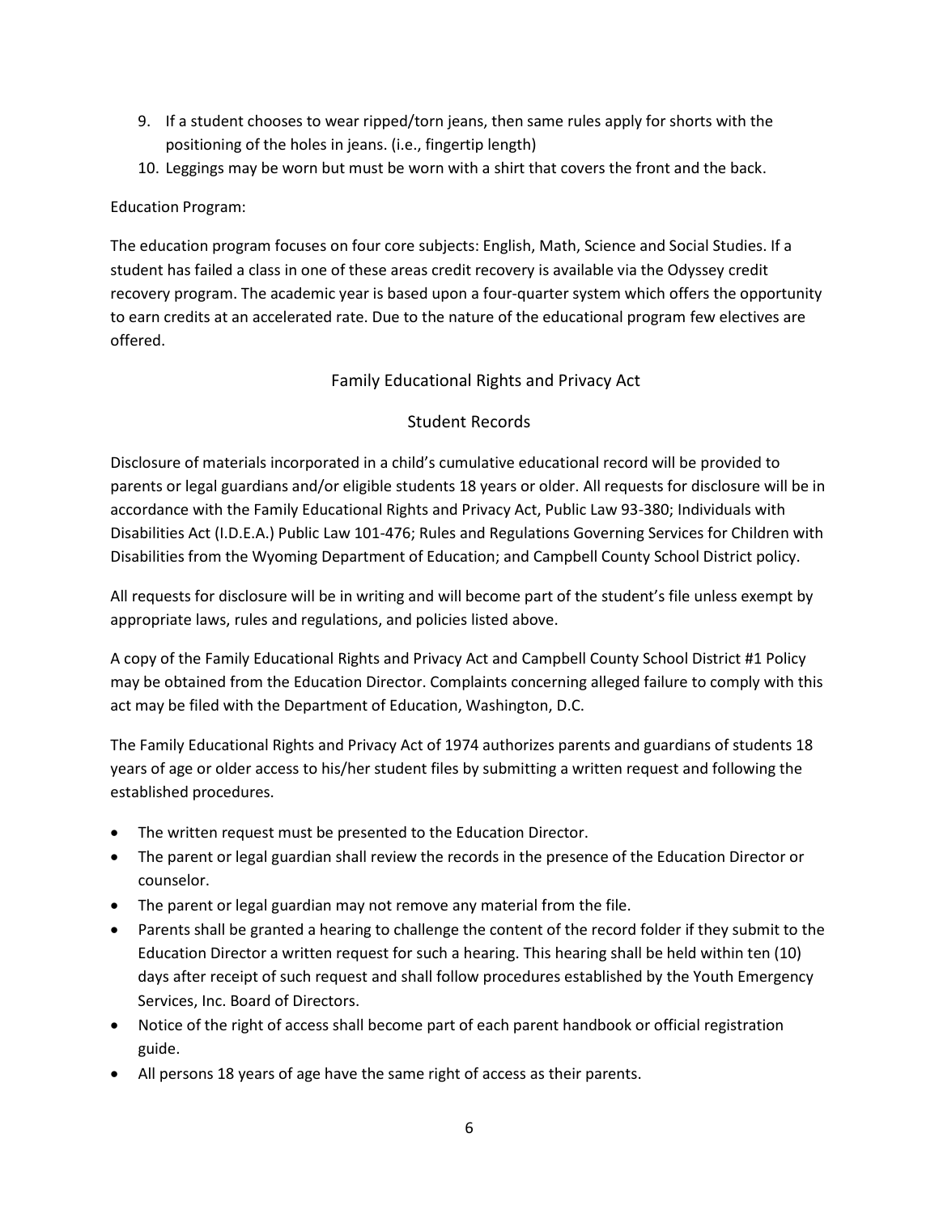9. If a student chooses to wear ripped/torn jeans, then same rules apply for shorts with the positioning of the holes in jeans. (i.e., fingertip length)
10. Leggings may be worn but must be worn with a shirt that covers the front and the back.

Education Program:

The education program focuses on four core subjects: English, Math, Science and Social Studies. If a student has failed a class in one of these areas credit recovery is available via the Odyssey credit recovery program. The academic year is based upon a four-quarter system which offers the opportunity to earn credits at an accelerated rate. Due to the nature of the educational program few electives are offered.

## Family Educational Rights and Privacy Act

### Student Records

Disclosure of materials incorporated in a child's cumulative educational record will be provided to parents or legal guardians and/or eligible students 18 years or older. All requests for disclosure will be in accordance with the Family Educational Rights and Privacy Act, Public Law 93-380; Individuals with Disabilities Act (I.D.E.A.) Public Law 101-476; Rules and Regulations Governing Services for Children with Disabilities from the Wyoming Department of Education; and Campbell County School District policy.

All requests for disclosure will be in writing and will become part of the student's file unless exempt by appropriate laws, rules and regulations, and policies listed above.

A copy of the Family Educational Rights and Privacy Act and Campbell County School District #1 Policy may be obtained from the Education Director. Complaints concerning alleged failure to comply with this act may be filed with the Department of Education, Washington, D.C.

The Family Educational Rights and Privacy Act of 1974 authorizes parents and guardians of students 18 years of age or older access to his/her student files by submitting a written request and following the established procedures.

- The written request must be presented to the Education Director.
- The parent or legal guardian shall review the records in the presence of the Education Director or counselor.
- The parent or legal guardian may not remove any material from the file.
- Parents shall be granted a hearing to challenge the content of the record folder if they submit to the Education Director a written request for such a hearing. This hearing shall be held within ten (10) days after receipt of such request and shall follow procedures established by the Youth Emergency Services, Inc. Board of Directors.
- Notice of the right of access shall become part of each parent handbook or official registration guide.
- All persons 18 years of age have the same right of access as their parents.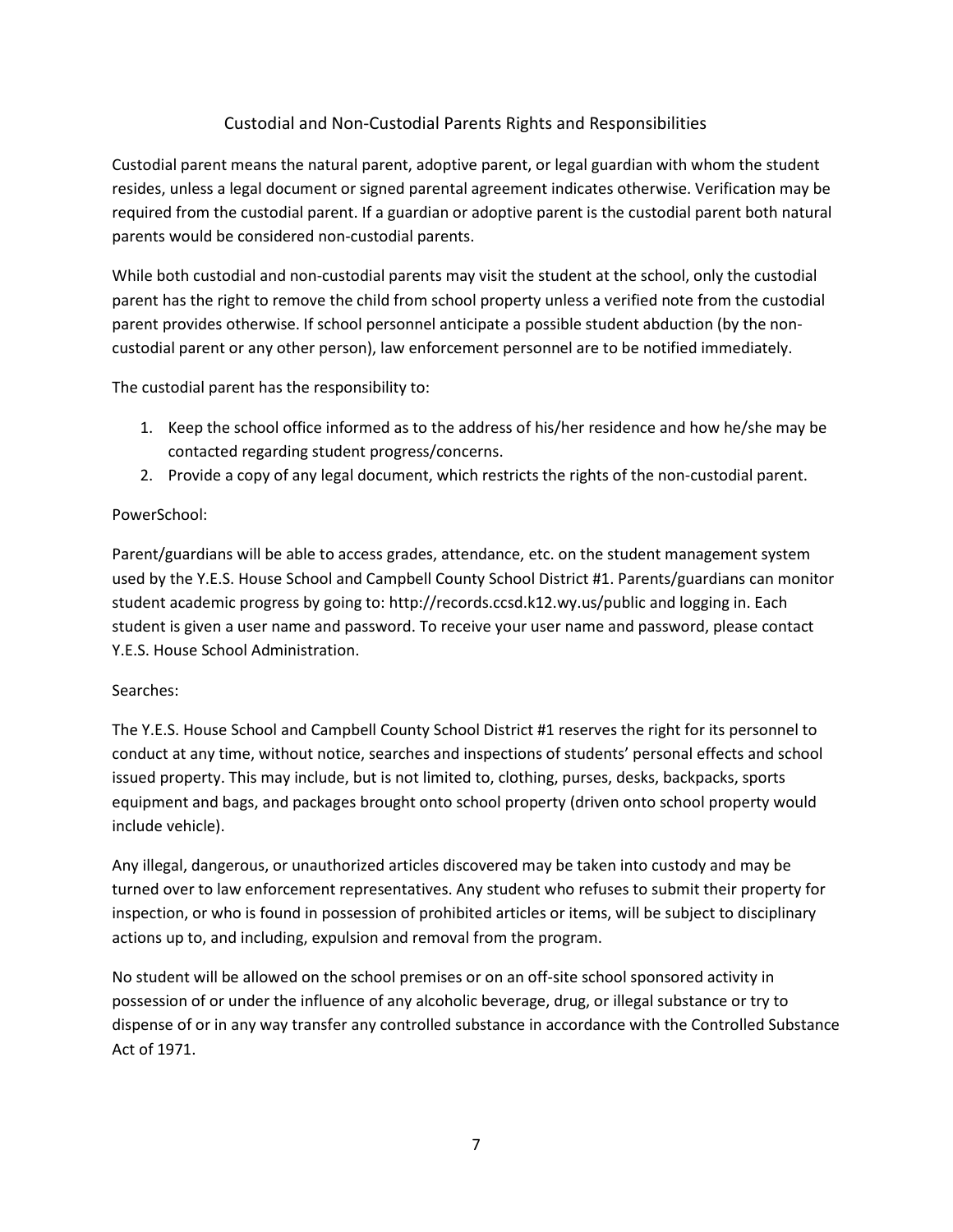## Custodial and Non-Custodial Parents Rights and Responsibilities

Custodial parent means the natural parent, adoptive parent, or legal guardian with whom the student resides, unless a legal document or signed parental agreement indicates otherwise. Verification may be required from the custodial parent. If a guardian or adoptive parent is the custodial parent both natural parents would be considered non-custodial parents.

While both custodial and non-custodial parents may visit the student at the school, only the custodial parent has the right to remove the child from school property unless a verified note from the custodial parent provides otherwise. If school personnel anticipate a possible student abduction (by the non-custodial parent or any other person), law enforcement personnel are to be notified immediately.

The custodial parent has the responsibility to:

1. Keep the school office informed as to the address of his/her residence and how he/she may be contacted regarding student progress/concerns.
2. Provide a copy of any legal document, which restricts the rights of the non-custodial parent.

PowerSchool:

Parent/guardians will be able to access grades, attendance, etc. on the student management system used by the Y.E.S. House School and Campbell County School District #1. Parents/guardians can monitor student academic progress by going to: http://records.ccsd.k12.wy.us/public and logging in. Each student is given a user name and password. To receive your user name and password, please contact Y.E.S. House School Administration.

Searches:

The Y.E.S. House School and Campbell County School District #1 reserves the right for its personnel to conduct at any time, without notice, searches and inspections of students' personal effects and school issued property. This may include, but is not limited to, clothing, purses, desks, backpacks, sports equipment and bags, and packages brought onto school property (driven onto school property would include vehicle).

Any illegal, dangerous, or unauthorized articles discovered may be taken into custody and may be turned over to law enforcement representatives. Any student who refuses to submit their property for inspection, or who is found in possession of prohibited articles or items, will be subject to disciplinary actions up to, and including, expulsion and removal from the program.

No student will be allowed on the school premises or on an off-site school sponsored activity in possession of or under the influence of any alcoholic beverage, drug, or illegal substance or try to dispense of or in any way transfer any controlled substance in accordance with the Controlled Substance Act of 1971.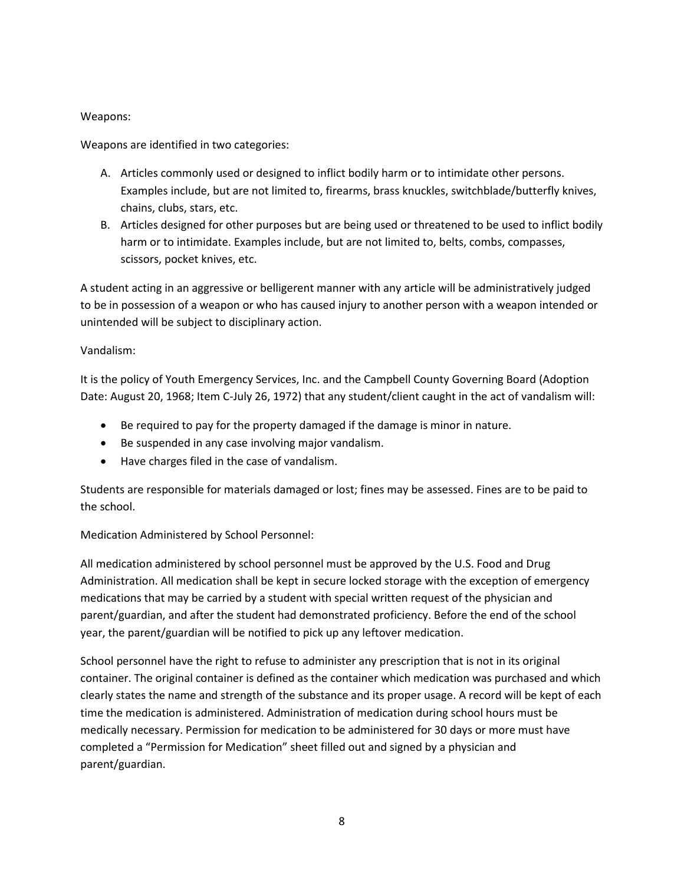Weapons:

Weapons are identified in two categories:

A. Articles commonly used or designed to inflict bodily harm or to intimidate other persons. Examples include, but are not limited to, firearms, brass knuckles, switchblade/butterfly knives, chains, clubs, stars, etc.
B. Articles designed for other purposes but are being used or threatened to be used to inflict bodily harm or to intimidate. Examples include, but are not limited to, belts, combs, compasses, scissors, pocket knives, etc.

A student acting in an aggressive or belligerent manner with any article will be administratively judged to be in possession of a weapon or who has caused injury to another person with a weapon intended or unintended will be subject to disciplinary action.

Vandalism:

It is the policy of Youth Emergency Services, Inc. and the Campbell County Governing Board (Adoption Date: August 20, 1968; Item C-July 26, 1972) that any student/client caught in the act of vandalism will:

- Be required to pay for the property damaged if the damage is minor in nature.
- Be suspended in any case involving major vandalism.
- Have charges filed in the case of vandalism.

Students are responsible for materials damaged or lost; fines may be assessed. Fines are to be paid to the school.

Medication Administered by School Personnel:

All medication administered by school personnel must be approved by the U.S. Food and Drug Administration. All medication shall be kept in secure locked storage with the exception of emergency medications that may be carried by a student with special written request of the physician and parent/guardian, and after the student had demonstrated proficiency. Before the end of the school year, the parent/guardian will be notified to pick up any leftover medication.

School personnel have the right to refuse to administer any prescription that is not in its original container. The original container is defined as the container which medication was purchased and which clearly states the name and strength of the substance and its proper usage. A record will be kept of each time the medication is administered. Administration of medication during school hours must be medically necessary. Permission for medication to be administered for 30 days or more must have completed a "Permission for Medication" sheet filled out and signed by a physician and parent/guardian.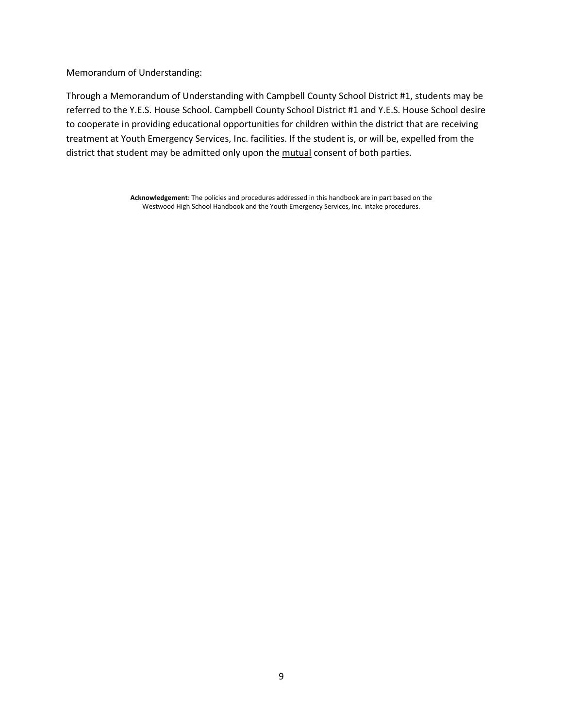Memorandum of Understanding:

Through a Memorandum of Understanding with Campbell County School District #1, students may be referred to the Y.E.S. House School. Campbell County School District #1 and Y.E.S. House School desire to cooperate in providing educational opportunities for children within the district that are receiving treatment at Youth Emergency Services, Inc. facilities. If the student is, or will be, expelled from the district that student may be admitted only upon the <u>mutual</u> consent of both parties.

**Acknowledgement**: The policies and procedures addressed in this handbook are in part based on the Westwood High School Handbook and the Youth Emergency Services, Inc. intake procedures.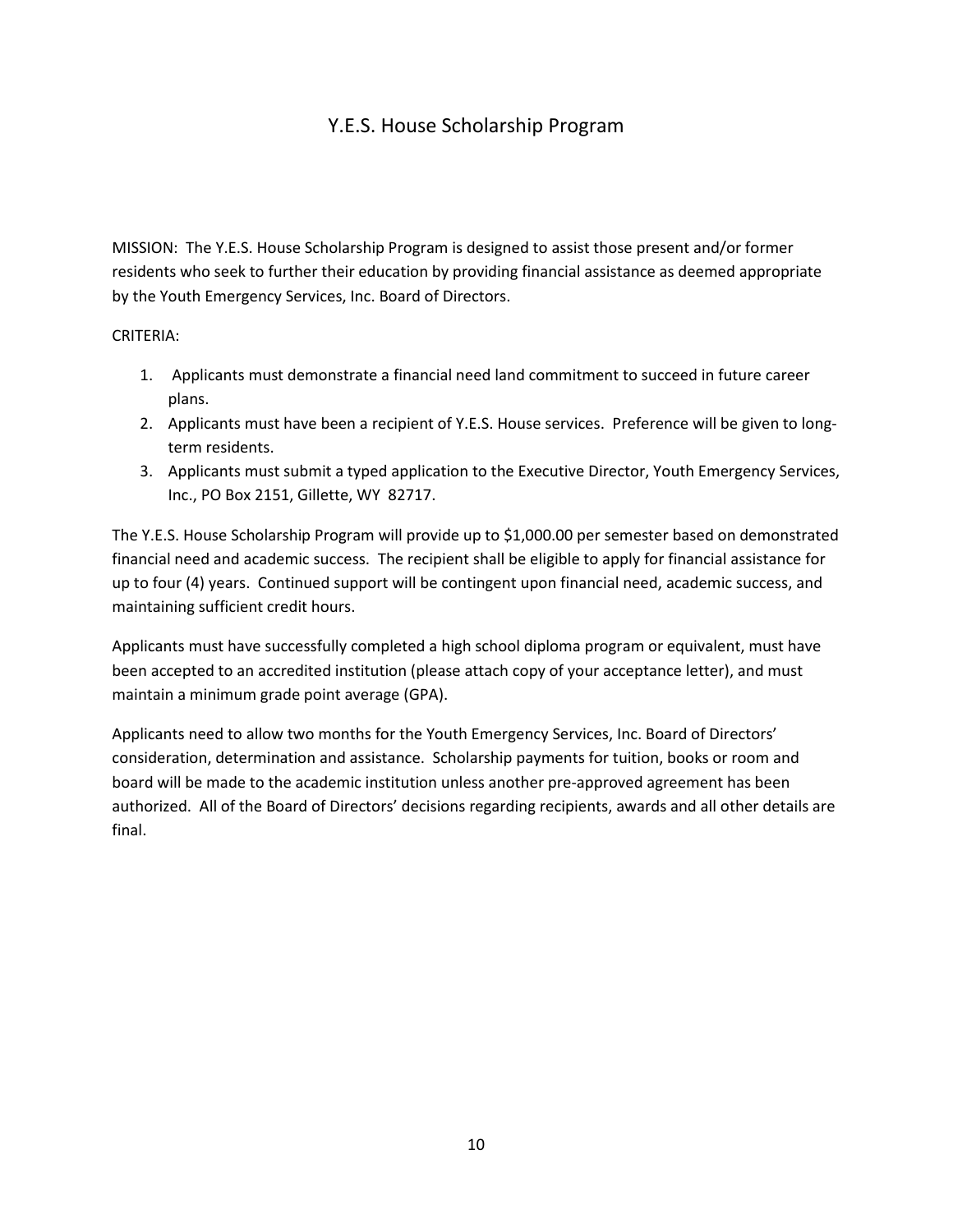# Y.E.S. House Scholarship Program

MISSION: The Y.E.S. House Scholarship Program is designed to assist those present and/or former residents who seek to further their education by providing financial assistance as deemed appropriate by the Youth Emergency Services, Inc. Board of Directors.

CRITERIA:

1. Applicants must demonstrate a financial need land commitment to succeed in future career plans.
2. Applicants must have been a recipient of Y.E.S. House services. Preference will be given to long-term residents.
3. Applicants must submit a typed application to the Executive Director, Youth Emergency Services, Inc., PO Box 2151, Gillette, WY 82717.

The Y.E.S. House Scholarship Program will provide up to $1,000.00 per semester based on demonstrated financial need and academic success. The recipient shall be eligible to apply for financial assistance for up to four (4) years. Continued support will be contingent upon financial need, academic success, and maintaining sufficient credit hours.

Applicants must have successfully completed a high school diploma program or equivalent, must have been accepted to an accredited institution (please attach copy of your acceptance letter), and must maintain a minimum grade point average (GPA).

Applicants need to allow two months for the Youth Emergency Services, Inc. Board of Directors' consideration, determination and assistance. Scholarship payments for tuition, books or room and board will be made to the academic institution unless another pre-approved agreement has been authorized. All of the Board of Directors' decisions regarding recipients, awards and all other details are final.